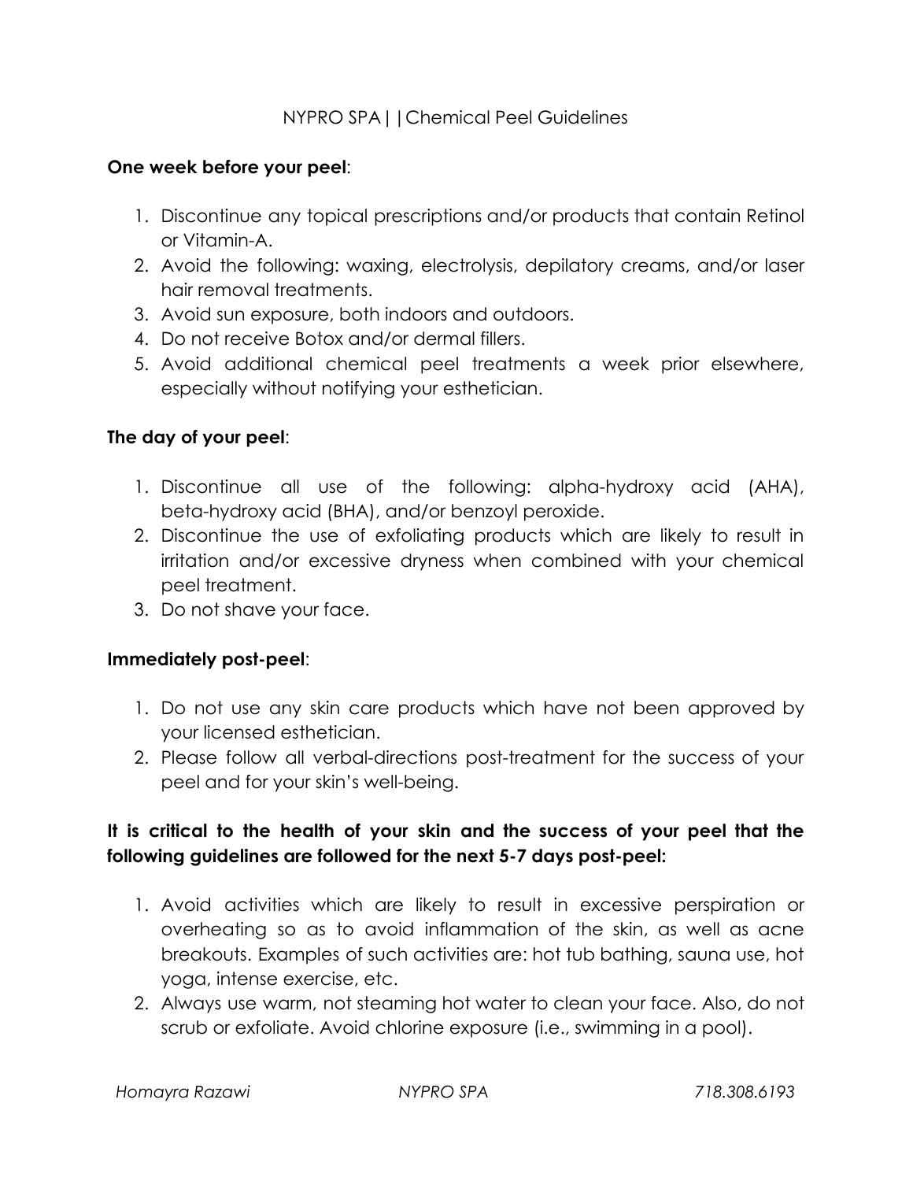# NYPRO SPA||Chemical Peel Guidelines

**One week before your peel**:

1. Discontinue any topical prescriptions and/or products that contain Retinol or Vitamin-A.
2. Avoid the following: waxing, electrolysis, depilatory creams, and/or laser hair removal treatments.
3. Avoid sun exposure, both indoors and outdoors.
4. Do not receive Botox and/or dermal fillers.
5. Avoid additional chemical peel treatments a week prior elsewhere, especially without notifying your esthetician.

**The day of your peel**:

1. Discontinue all use of the following: alpha-hydroxy acid (AHA), beta-hydroxy acid (BHA), and/or benzoyl peroxide.
2. Discontinue the use of exfoliating products which are likely to result in irritation and/or excessive dryness when combined with your chemical peel treatment.
3. Do not shave your face.

**Immediately post-peel**:

1. Do not use any skin care products which have not been approved by your licensed esthetician.
2. Please follow all verbal-directions post-treatment for the success of your peel and for your skin's well-being.

**It is critical to the health of your skin and the success of your peel that the following guidelines are followed for the next 5-7 days post-peel:**

1. Avoid activities which are likely to result in excessive perspiration or overheating so as to avoid inflammation of the skin, as well as acne breakouts. Examples of such activities are: hot tub bathing, sauna use, hot yoga, intense exercise, etc.
2. Always use warm, not steaming hot water to clean your face. Also, do not scrub or exfoliate. Avoid chlorine exposure (i.e., swimming in a pool).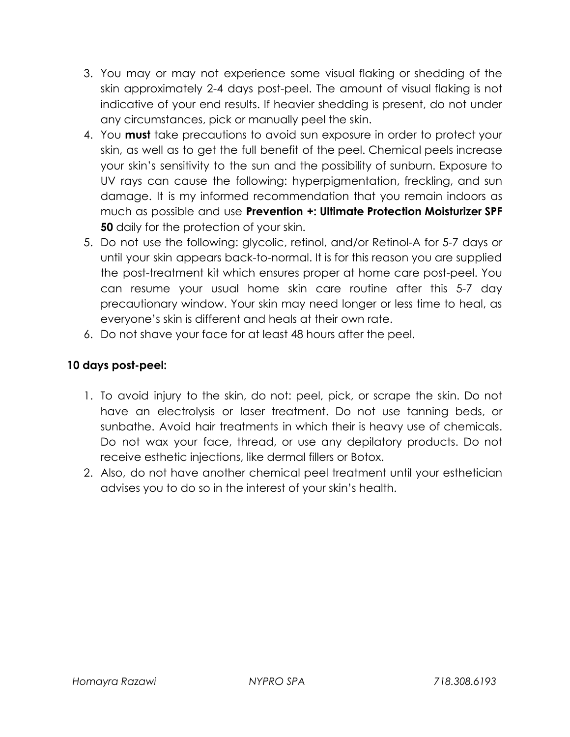3. You may or may not experience some visual flaking or shedding of the skin approximately 2-4 days post-peel. The amount of visual flaking is not indicative of your end results. If heavier shedding is present, do not under any circumstances, pick or manually peel the skin.
4. You **must** take precautions to avoid sun exposure in order to protect your skin, as well as to get the full benefit of the peel. Chemical peels increase your skin's sensitivity to the sun and the possibility of sunburn. Exposure to UV rays can cause the following: hyperpigmentation, freckling, and sun damage. It is my informed recommendation that you remain indoors as much as possible and use **Prevention +: Ultimate Protection Moisturizer SPF 50** daily for the protection of your skin.
5. Do not use the following: glycolic, retinol, and/or Retinol-A for 5-7 days or until your skin appears back-to-normal. It is for this reason you are supplied the post-treatment kit which ensures proper at home care post-peel. You can resume your usual home skin care routine after this 5-7 day precautionary window. Your skin may need longer or less time to heal, as everyone's skin is different and heals at their own rate.
6. Do not shave your face for at least 48 hours after the peel.

**10 days post-peel:**

1. To avoid injury to the skin, do not: peel, pick, or scrape the skin. Do not have an electrolysis or laser treatment. Do not use tanning beds, or sunbathe. Avoid hair treatments in which their is heavy use of chemicals. Do not wax your face, thread, or use any depilatory products. Do not receive esthetic injections, like dermal fillers or Botox.
2. Also, do not have another chemical peel treatment until your esthetician advises you to do so in the interest of your skin's health.